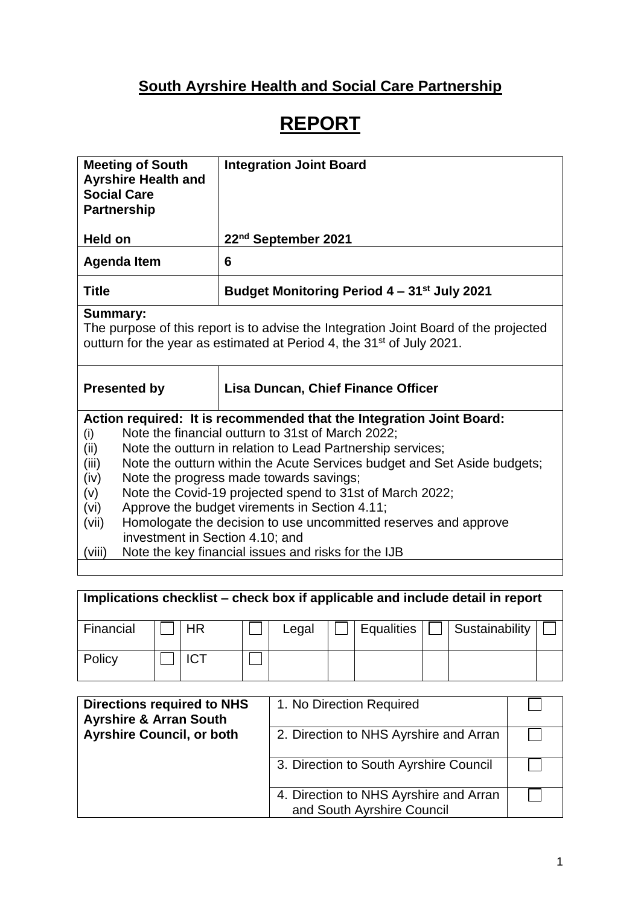## South Ayrshire Health and Social Care Partnership

# REPORT

| **Meeting of South Ayrshire Health and Social Care Partnership** | **Integration Joint Board** |
|---|---|
| **Held on** | **22nd September 2021** |
| **Agenda Item** | **6** |
| **Title** | **Budget Monitoring Period 4 – 31st July 2021** |
| **Summary:** The purpose of this report is to advise the Integration Joint Board of the projected outturn for the year as estimated at Period 4, the 31st of July 2021. | |
| **Presented by** | **Lisa Duncan, Chief Finance Officer** |
| **Action required: It is recommended that the Integration Joint Board:** (i) Note the financial outturn to 31st of March 2022; (ii) Note the outturn in relation to Lead Partnership services; (iii) Note the outturn within the Acute Services budget and Set Aside budgets; (iv) Note the progress made towards savings; (v) Note the Covid-19 projected spend to 31st of March 2022; (vi) Approve the budget virements in Section 4.11; (vii) Homologate the decision to use uncommitted reserves and approve investment in Section 4.10; and (viii) Note the key financial issues and risks for the IJB | |

| **Implications checklist – check box if applicable and include detail in report** | | | | | | | | | |
|---|---|---|---|---|---|---|---|---|---|
| Financial | ☐ | HR | ☐ | Legal | ☐ | Equalities | ☐ | Sustainability | ☐ |
| Policy | ☐ | ICT | ☐ | | | | | | |

| **Directions required to NHS Ayrshire & Arran South Ayrshire Council, or both** | 1. No Direction Required | ☐ |
|---|---|---|
| | 2. Direction to NHS Ayrshire and Arran | ☐ |
| | 3. Direction to South Ayrshire Council | ☐ |
| | 4. Direction to NHS Ayrshire and Arran and South Ayrshire Council | ☐ |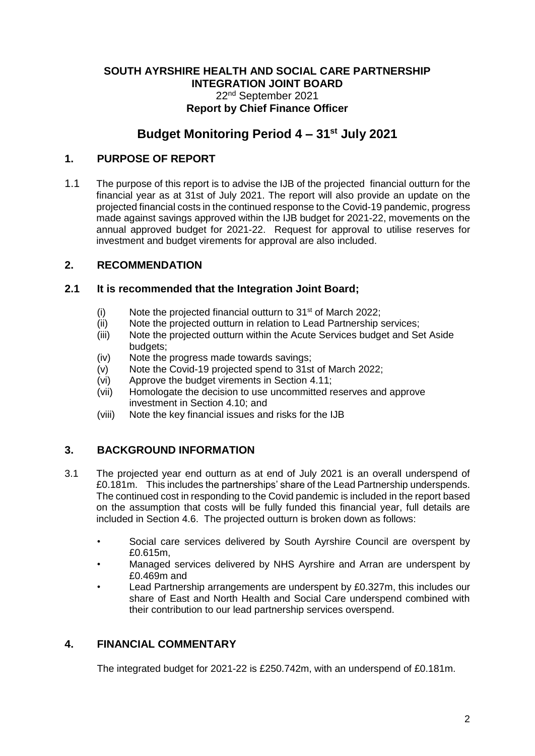**SOUTH AYRSHIRE HEALTH AND SOCIAL CARE PARTNERSHIP**
**INTEGRATION JOINT BOARD**
22nd September 2021
**Report by Chief Finance Officer**

# Budget Monitoring Period 4 – 31st July 2021

## 1. PURPOSE OF REPORT

1.1 The purpose of this report is to advise the IJB of the projected financial outturn for the financial year as at 31st of July 2021. The report will also provide an update on the projected financial costs in the continued response to the Covid-19 pandemic, progress made against savings approved within the IJB budget for 2021-22, movements on the annual approved budget for 2021-22. Request for approval to utilise reserves for investment and budget virements for approval are also included.

## 2. RECOMMENDATION

### 2.1 It is recommended that the Integration Joint Board;

(i) Note the projected financial outturn to 31st of March 2022;
(ii) Note the projected outturn in relation to Lead Partnership services;
(iii) Note the projected outturn within the Acute Services budget and Set Aside budgets;
(iv) Note the progress made towards savings;
(v) Note the Covid-19 projected spend to 31st of March 2022;
(vi) Approve the budget virements in Section 4.11;
(vii) Homologate the decision to use uncommitted reserves and approve investment in Section 4.10; and
(viii) Note the key financial issues and risks for the IJB

## 3. BACKGROUND INFORMATION

3.1 The projected year end outturn as at end of July 2021 is an overall underspend of £0.181m. This includes the partnerships' share of the Lead Partnership underspends. The continued cost in responding to the Covid pandemic is included in the report based on the assumption that costs will be fully funded this financial year, full details are included in Section 4.6. The projected outturn is broken down as follows:

- Social care services delivered by South Ayrshire Council are overspent by £0.615m,
- Managed services delivered by NHS Ayrshire and Arran are underspent by £0.469m and
- Lead Partnership arrangements are underspent by £0.327m, this includes our share of East and North Health and Social Care underspend combined with their contribution to our lead partnership services overspend.

## 4. FINANCIAL COMMENTARY

The integrated budget for 2021-22 is £250.742m, with an underspend of £0.181m.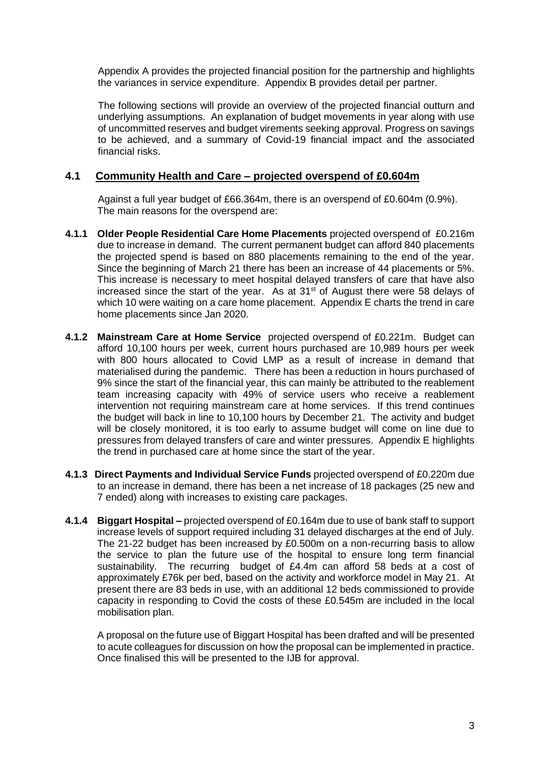Appendix A provides the projected financial position for the partnership and highlights the variances in service expenditure. Appendix B provides detail per partner.

The following sections will provide an overview of the projected financial outturn and underlying assumptions. An explanation of budget movements in year along with use of uncommitted reserves and budget virements seeking approval. Progress on savings to be achieved, and a summary of Covid-19 financial impact and the associated financial risks.

## 4.1 Community Health and Care – projected overspend of £0.604m

Against a full year budget of £66.364m, there is an overspend of £0.604m (0.9%). The main reasons for the overspend are:

**4.1.1 Older People Residential Care Home Placements** projected overspend of £0.216m due to increase in demand. The current permanent budget can afford 840 placements the projected spend is based on 880 placements remaining to the end of the year. Since the beginning of March 21 there has been an increase of 44 placements or 5%. This increase is necessary to meet hospital delayed transfers of care that have also increased since the start of the year. As at 31st of August there were 58 delays of which 10 were waiting on a care home placement. Appendix E charts the trend in care home placements since Jan 2020.

**4.1.2 Mainstream Care at Home Service** projected overspend of £0.221m. Budget can afford 10,100 hours per week, current hours purchased are 10,989 hours per week with 800 hours allocated to Covid LMP as a result of increase in demand that materialised during the pandemic. There has been a reduction in hours purchased of 9% since the start of the financial year, this can mainly be attributed to the reablement team increasing capacity with 49% of service users who receive a reablement intervention not requiring mainstream care at home services. If this trend continues the budget will back in line to 10,100 hours by December 21. The activity and budget will be closely monitored, it is too early to assume budget will come on line due to pressures from delayed transfers of care and winter pressures. Appendix E highlights the trend in purchased care at home since the start of the year.

**4.1.3 Direct Payments and Individual Service Funds** projected overspend of £0.220m due to an increase in demand, there has been a net increase of 18 packages (25 new and 7 ended) along with increases to existing care packages.

**4.1.4 Biggart Hospital –** projected overspend of £0.164m due to use of bank staff to support increase levels of support required including 31 delayed discharges at the end of July. The 21-22 budget has been increased by £0.500m on a non-recurring basis to allow the service to plan the future use of the hospital to ensure long term financial sustainability. The recurring budget of £4.4m can afford 58 beds at a cost of approximately £76k per bed, based on the activity and workforce model in May 21. At present there are 83 beds in use, with an additional 12 beds commissioned to provide capacity in responding to Covid the costs of these £0.545m are included in the local mobilisation plan.

A proposal on the future use of Biggart Hospital has been drafted and will be presented to acute colleagues for discussion on how the proposal can be implemented in practice. Once finalised this will be presented to the IJB for approval.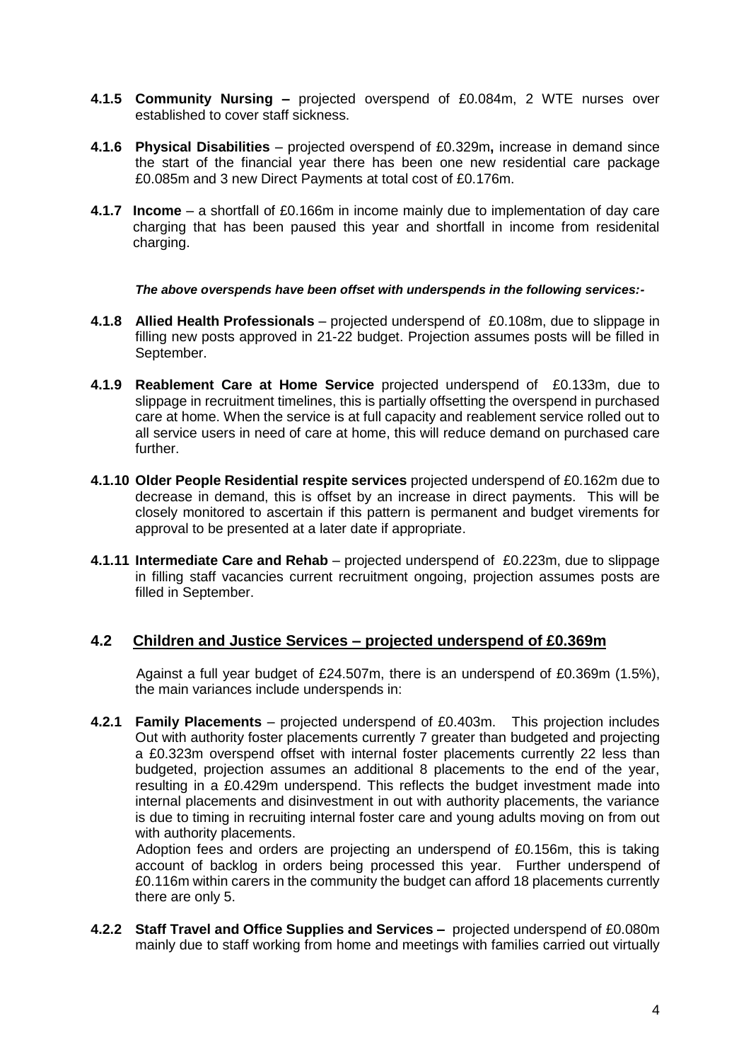**4.1.5 Community Nursing –** projected overspend of £0.084m, 2 WTE nurses over established to cover staff sickness.

**4.1.6 Physical Disabilities** – projected overspend of £0.329m**,** increase in demand since the start of the financial year there has been one new residential care package £0.085m and 3 new Direct Payments at total cost of £0.176m.

**4.1.7 Income** – a shortfall of £0.166m in income mainly due to implementation of day care charging that has been paused this year and shortfall in income from residenital charging.

***The above overspends have been offset with underspends in the following services:-***

**4.1.8 Allied Health Professionals** – projected underspend of £0.108m, due to slippage in filling new posts approved in 21-22 budget. Projection assumes posts will be filled in September.

**4.1.9 Reablement Care at Home Service** projected underspend of £0.133m, due to slippage in recruitment timelines, this is partially offsetting the overspend in purchased care at home. When the service is at full capacity and reablement service rolled out to all service users in need of care at home, this will reduce demand on purchased care further.

**4.1.10 Older People Residential respite services** projected underspend of £0.162m due to decrease in demand, this is offset by an increase in direct payments. This will be closely monitored to ascertain if this pattern is permanent and budget virements for approval to be presented at a later date if appropriate.

**4.1.11 Intermediate Care and Rehab** – projected underspend of £0.223m, due to slippage in filling staff vacancies current recruitment ongoing, projection assumes posts are filled in September.

## 4.2 Children and Justice Services – projected underspend of £0.369m

Against a full year budget of £24.507m, there is an underspend of £0.369m (1.5%), the main variances include underspends in:

**4.2.1 Family Placements** – projected underspend of £0.403m. This projection includes Out with authority foster placements currently 7 greater than budgeted and projecting a £0.323m overspend offset with internal foster placements currently 22 less than budgeted, projection assumes an additional 8 placements to the end of the year, resulting in a £0.429m underspend. This reflects the budget investment made into internal placements and disinvestment in out with authority placements, the variance is due to timing in recruiting internal foster care and young adults moving on from out with authority placements.

Adoption fees and orders are projecting an underspend of £0.156m, this is taking account of backlog in orders being processed this year. Further underspend of £0.116m within carers in the community the budget can afford 18 placements currently there are only 5.

**4.2.2 Staff Travel and Office Supplies and Services –** projected underspend of £0.080m mainly due to staff working from home and meetings with families carried out virtually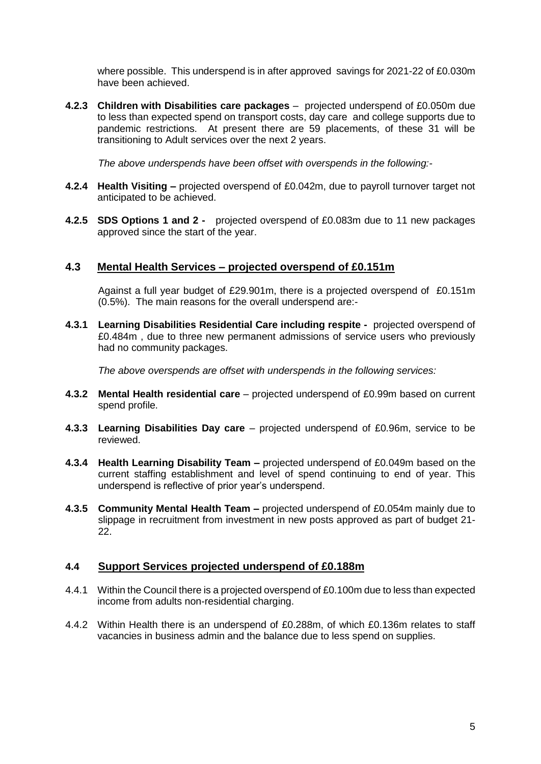where possible. This underspend is in after approved savings for 2021-22 of £0.030m have been achieved.

**4.2.3 Children with Disabilities care packages** – projected underspend of £0.050m due to less than expected spend on transport costs, day care and college supports due to pandemic restrictions. At present there are 59 placements, of these 31 will be transitioning to Adult services over the next 2 years.

*The above underspends have been offset with overspends in the following:-*

**4.2.4 Health Visiting –** projected overspend of £0.042m, due to payroll turnover target not anticipated to be achieved.

**4.2.5 SDS Options 1 and 2 -** projected overspend of £0.083m due to 11 new packages approved since the start of the year.

## 4.3 Mental Health Services – projected overspend of £0.151m

Against a full year budget of £29.901m, there is a projected overspend of £0.151m (0.5%). The main reasons for the overall underspend are:-

**4.3.1 Learning Disabilities Residential Care including respite -** projected overspend of £0.484m , due to three new permanent admissions of service users who previously had no community packages.

*The above overspends are offset with underspends in the following services:*

**4.3.2 Mental Health residential care** – projected underspend of £0.99m based on current spend profile.

**4.3.3 Learning Disabilities Day care** – projected underspend of £0.96m, service to be reviewed.

**4.3.4 Health Learning Disability Team –** projected underspend of £0.049m based on the current staffing establishment and level of spend continuing to end of year. This underspend is reflective of prior year's underspend.

**4.3.5 Community Mental Health Team –** projected underspend of £0.054m mainly due to slippage in recruitment from investment in new posts approved as part of budget 21-22.

## 4.4 Support Services projected underspend of £0.188m

4.4.1 Within the Council there is a projected overspend of £0.100m due to less than expected income from adults non-residential charging.

4.4.2 Within Health there is an underspend of £0.288m, of which £0.136m relates to staff vacancies in business admin and the balance due to less spend on supplies.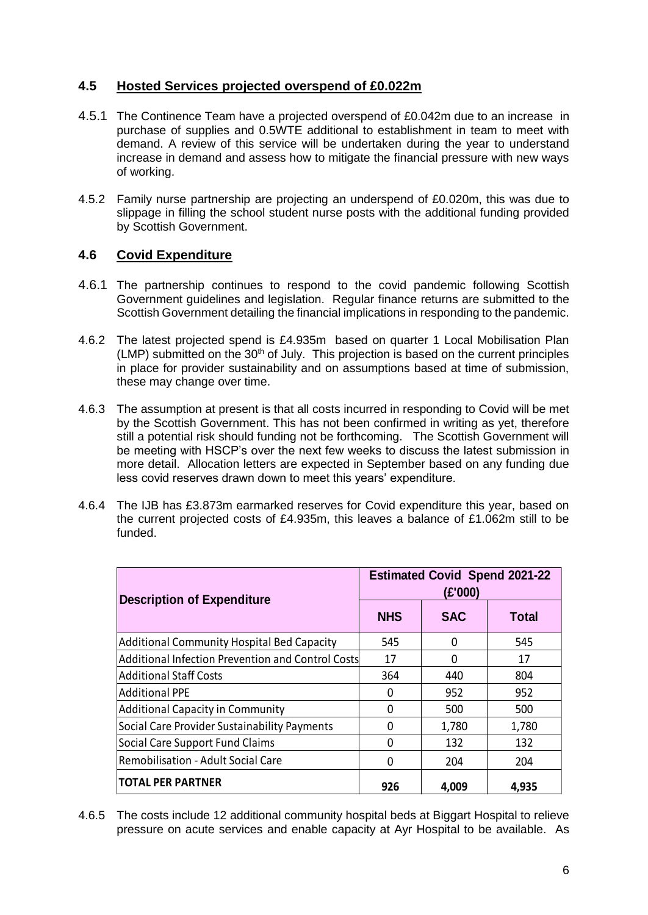### 4.5 Hosted Services projected overspend of £0.022m

4.5.1 The Continence Team have a projected overspend of £0.042m due to an increase in purchase of supplies and 0.5WTE additional to establishment in team to meet with demand. A review of this service will be undertaken during the year to understand increase in demand and assess how to mitigate the financial pressure with new ways of working.

4.5.2 Family nurse partnership are projecting an underspend of £0.020m, this was due to slippage in filling the school student nurse posts with the additional funding provided by Scottish Government.

### 4.6 Covid Expenditure

4.6.1 The partnership continues to respond to the covid pandemic following Scottish Government guidelines and legislation. Regular finance returns are submitted to the Scottish Government detailing the financial implications in responding to the pandemic.

4.6.2 The latest projected spend is £4.935m based on quarter 1 Local Mobilisation Plan (LMP) submitted on the 30th of July. This projection is based on the current principles in place for provider sustainability and on assumptions based at time of submission, these may change over time.

4.6.3 The assumption at present is that all costs incurred in responding to Covid will be met by the Scottish Government. This has not been confirmed in writing as yet, therefore still a potential risk should funding not be forthcoming. The Scottish Government will be meeting with HSCP's over the next few weeks to discuss the latest submission in more detail. Allocation letters are expected in September based on any funding due less covid reserves drawn down to meet this years' expenditure.

4.6.4 The IJB has £3.873m earmarked reserves for Covid expenditure this year, based on the current projected costs of £4.935m, this leaves a balance of £1.062m still to be funded.

| Description of Expenditure | Estimated Covid Spend 2021-22 (£'000) | | |
|---|---|---|---|
| | **NHS** | **SAC** | **Total** |
| Additional Community Hospital Bed Capacity | 545 | 0 | 545 |
| Additional Infection Prevention and Control Costs | 17 | 0 | 17 |
| Additional Staff Costs | 364 | 440 | 804 |
| Additional PPE | 0 | 952 | 952 |
| Additional Capacity in Community | 0 | 500 | 500 |
| Social Care Provider Sustainability Payments | 0 | 1,780 | 1,780 |
| Social Care Support Fund Claims | 0 | 132 | 132 |
| Remobilisation - Adult Social Care | 0 | 204 | 204 |
| **TOTAL PER PARTNER** | **926** | **4,009** | **4,935** |

4.6.5 The costs include 12 additional community hospital beds at Biggart Hospital to relieve pressure on acute services and enable capacity at Ayr Hospital to be available. As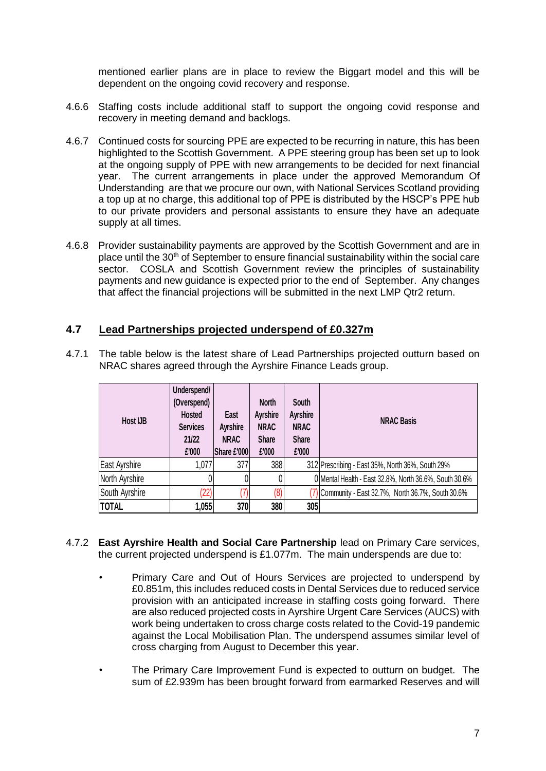mentioned earlier plans are in place to review the Biggart model and this will be dependent on the ongoing covid recovery and response.

4.6.6 Staffing costs include additional staff to support the ongoing covid response and recovery in meeting demand and backlogs.

4.6.7 Continued costs for sourcing PPE are expected to be recurring in nature, this has been highlighted to the Scottish Government. A PPE steering group has been set up to look at the ongoing supply of PPE with new arrangements to be decided for next financial year. The current arrangements in place under the approved Memorandum Of Understanding are that we procure our own, with National Services Scotland providing a top up at no charge, this additional top of PPE is distributed by the HSCP's PPE hub to our private providers and personal assistants to ensure they have an adequate supply at all times.

4.6.8 Provider sustainability payments are approved by the Scottish Government and are in place until the 30th of September to ensure financial sustainability within the social care sector. COSLA and Scottish Government review the principles of sustainability payments and new guidance is expected prior to the end of September. Any changes that affect the financial projections will be submitted in the next LMP Qtr2 return.

## 4.7 Lead Partnerships projected underspend of £0.327m

4.7.1 The table below is the latest share of Lead Partnerships projected outturn based on NRAC shares agreed through the Ayrshire Finance Leads group.

| Host IJB | Underspend/ (Overspend) Hosted Services 21/22 £'000 | East Ayrshire NRAC Share £'000 | North Ayrshire NRAC Share £'000 | South Ayrshire NRAC Share £'000 | NRAC Basis |
|---|---|---|---|---|---|
| East Ayrshire | 1,077 | 377 | 388 | 312 | Prescribing - East 35%, North 36%, South 29% |
| North Ayrshire | 0 | 0 | 0 | 0 | Mental Health - East 32.8%, North 36.6%, South 30.6% |
| South Ayrshire | (22) | (7) | (8) | (7) | Community - East 32.7%, North 36.7%, South 30.6% |
| **TOTAL** | **1,055** | **370** | **380** | **305** | |

4.7.2 **East Ayrshire Health and Social Care Partnership** lead on Primary Care services, the current projected underspend is £1.077m. The main underspends are due to:

- Primary Care and Out of Hours Services are projected to underspend by £0.851m, this includes reduced costs in Dental Services due to reduced service provision with an anticipated increase in staffing costs going forward. There are also reduced projected costs in Ayrshire Urgent Care Services (AUCS) with work being undertaken to cross charge costs related to the Covid-19 pandemic against the Local Mobilisation Plan. The underspend assumes similar level of cross charging from August to December this year.

- The Primary Care Improvement Fund is expected to outturn on budget. The sum of £2.939m has been brought forward from earmarked Reserves and will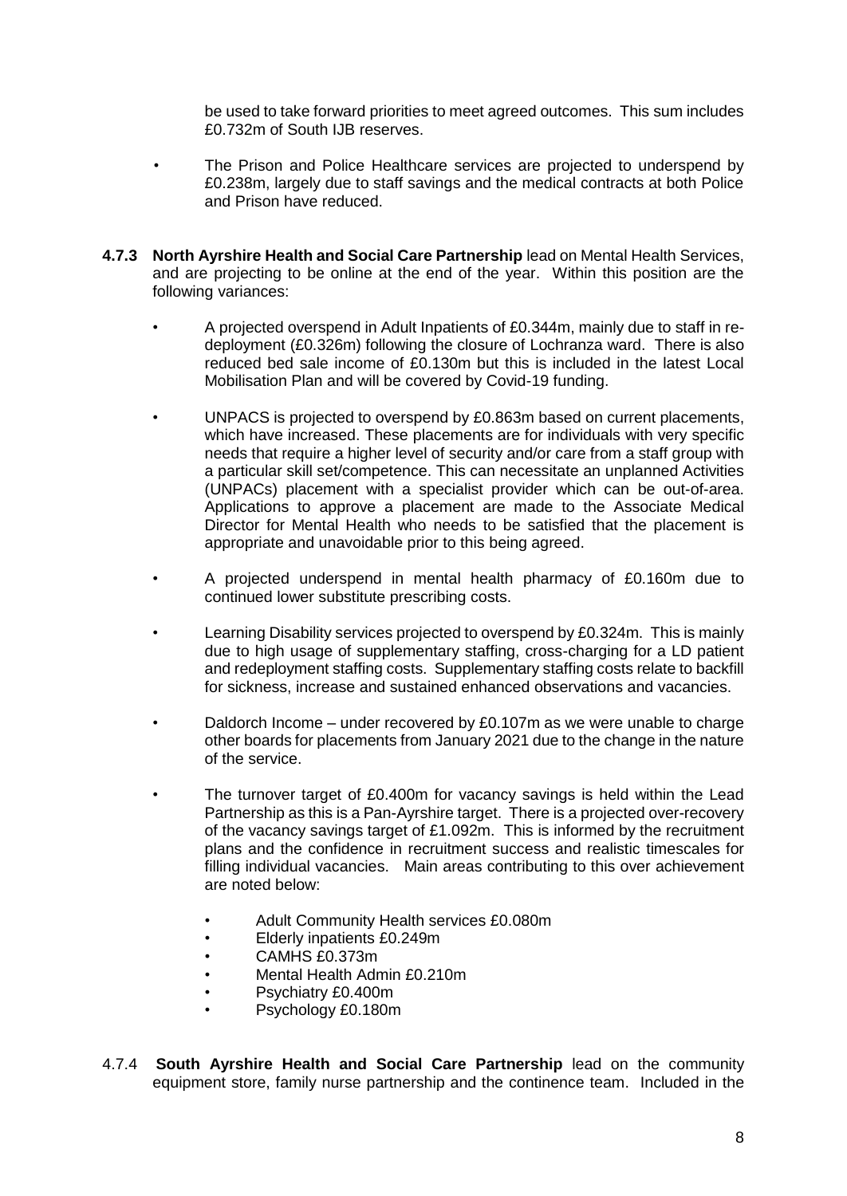be used to take forward priorities to meet agreed outcomes. This sum includes £0.732m of South IJB reserves.

- The Prison and Police Healthcare services are projected to underspend by £0.238m, largely due to staff savings and the medical contracts at both Police and Prison have reduced.

**4.7.3 North Ayrshire Health and Social Care Partnership** lead on Mental Health Services, and are projecting to be online at the end of the year. Within this position are the following variances:

- A projected overspend in Adult Inpatients of £0.344m, mainly due to staff in re-deployment (£0.326m) following the closure of Lochranza ward. There is also reduced bed sale income of £0.130m but this is included in the latest Local Mobilisation Plan and will be covered by Covid-19 funding.

- UNPACS is projected to overspend by £0.863m based on current placements, which have increased. These placements are for individuals with very specific needs that require a higher level of security and/or care from a staff group with a particular skill set/competence. This can necessitate an unplanned Activities (UNPACs) placement with a specialist provider which can be out-of-area. Applications to approve a placement are made to the Associate Medical Director for Mental Health who needs to be satisfied that the placement is appropriate and unavoidable prior to this being agreed.

- A projected underspend in mental health pharmacy of £0.160m due to continued lower substitute prescribing costs.

- Learning Disability services projected to overspend by £0.324m. This is mainly due to high usage of supplementary staffing, cross-charging for a LD patient and redeployment staffing costs. Supplementary staffing costs relate to backfill for sickness, increase and sustained enhanced observations and vacancies.

- Daldorch Income – under recovered by £0.107m as we were unable to charge other boards for placements from January 2021 due to the change in the nature of the service.

- The turnover target of £0.400m for vacancy savings is held within the Lead Partnership as this is a Pan-Ayrshire target. There is a projected over-recovery of the vacancy savings target of £1.092m. This is informed by the recruitment plans and the confidence in recruitment success and realistic timescales for filling individual vacancies. Main areas contributing to this over achievement are noted below:
  - Adult Community Health services £0.080m
  - Elderly inpatients £0.249m
  - CAMHS £0.373m
  - Mental Health Admin £0.210m
  - Psychiatry £0.400m
  - Psychology £0.180m

4.7.4 **South Ayrshire Health and Social Care Partnership** lead on the community equipment store, family nurse partnership and the continence team. Included in the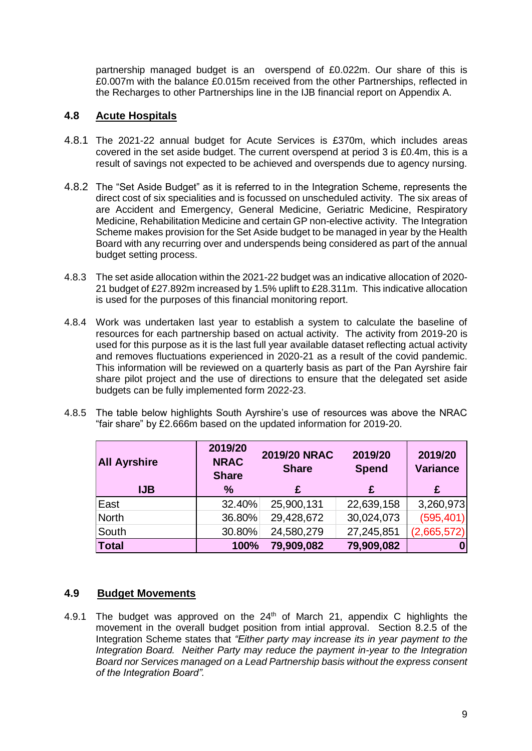partnership managed budget is an overspend of £0.022m. Our share of this is £0.007m with the balance £0.015m received from the other Partnerships, reflected in the Recharges to other Partnerships line in the IJB financial report on Appendix A.

## 4.8 Acute Hospitals

4.8.1 The 2021-22 annual budget for Acute Services is £370m, which includes areas covered in the set aside budget. The current overspend at period 3 is £0.4m, this is a result of savings not expected to be achieved and overspends due to agency nursing.

4.8.2 The "Set Aside Budget" as it is referred to in the Integration Scheme, represents the direct cost of six specialities and is focussed on unscheduled activity. The six areas of are Accident and Emergency, General Medicine, Geriatric Medicine, Respiratory Medicine, Rehabilitation Medicine and certain GP non-elective activity. The Integration Scheme makes provision for the Set Aside budget to be managed in year by the Health Board with any recurring over and underspends being considered as part of the annual budget setting process.

4.8.3 The set aside allocation within the 2021-22 budget was an indicative allocation of 2020-21 budget of £27.892m increased by 1.5% uplift to £28.311m. This indicative allocation is used for the purposes of this financial monitoring report.

4.8.4 Work was undertaken last year to establish a system to calculate the baseline of resources for each partnership based on actual activity. The activity from 2019-20 is used for this purpose as it is the last full year available dataset reflecting actual activity and removes fluctuations experienced in 2020-21 as a result of the covid pandemic. This information will be reviewed on a quarterly basis as part of the Pan Ayrshire fair share pilot project and the use of directions to ensure that the delegated set aside budgets can be fully implemented form 2022-23.

4.8.5 The table below highlights South Ayrshire's use of resources was above the NRAC "fair share" by £2.666m based on the updated information for 2019-20.

| All Ayrshire | 2019/20 NRAC Share | 2019/20 NRAC Share | 2019/20 Spend | 2019/20 Variance |
|---|---|---|---|---|
| **IJB** | **%** | **£** | **£** | **£** |
| East | 32.40% | 25,900,131 | 22,639,158 | 3,260,973 |
| North | 36.80% | 29,428,672 | 30,024,073 | (595,401) |
| South | 30.80% | 24,580,279 | 27,245,851 | (2,665,572) |
| **Total** | **100%** | **79,909,082** | **79,909,082** | **0** |

## 4.9 Budget Movements

4.9.1 The budget was approved on the 24th of March 21, appendix C highlights the movement in the overall budget position from intial approval. Section 8.2.5 of the Integration Scheme states that *"Either party may increase its in year payment to the Integration Board. Neither Party may reduce the payment in-year to the Integration Board nor Services managed on a Lead Partnership basis without the express consent of the Integration Board".*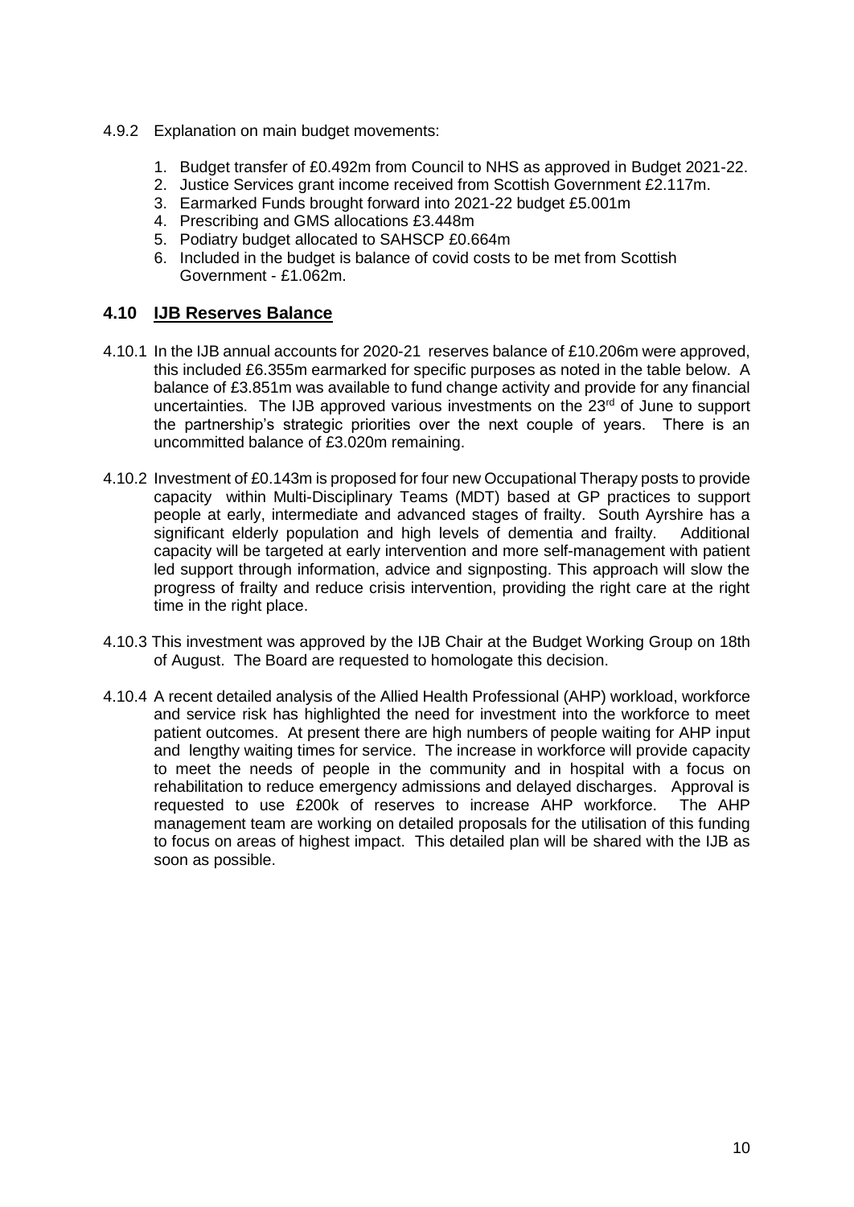4.9.2 Explanation on main budget movements:

1. Budget transfer of £0.492m from Council to NHS as approved in Budget 2021-22.
2. Justice Services grant income received from Scottish Government £2.117m.
3. Earmarked Funds brought forward into 2021-22 budget £5.001m
4. Prescribing and GMS allocations £3.448m
5. Podiatry budget allocated to SAHSCP £0.664m
6. Included in the budget is balance of covid costs to be met from Scottish Government - £1.062m.

## 4.10 IJB Reserves Balance

4.10.1 In the IJB annual accounts for 2020-21 reserves balance of £10.206m were approved, this included £6.355m earmarked for specific purposes as noted in the table below. A balance of £3.851m was available to fund change activity and provide for any financial uncertainties. The IJB approved various investments on the 23rd of June to support the partnership's strategic priorities over the next couple of years. There is an uncommitted balance of £3.020m remaining.

4.10.2 Investment of £0.143m is proposed for four new Occupational Therapy posts to provide capacity within Multi-Disciplinary Teams (MDT) based at GP practices to support people at early, intermediate and advanced stages of frailty. South Ayrshire has a significant elderly population and high levels of dementia and frailty. Additional capacity will be targeted at early intervention and more self-management with patient led support through information, advice and signposting. This approach will slow the progress of frailty and reduce crisis intervention, providing the right care at the right time in the right place.

4.10.3 This investment was approved by the IJB Chair at the Budget Working Group on 18th of August. The Board are requested to homologate this decision.

4.10.4 A recent detailed analysis of the Allied Health Professional (AHP) workload, workforce and service risk has highlighted the need for investment into the workforce to meet patient outcomes. At present there are high numbers of people waiting for AHP input and lengthy waiting times for service. The increase in workforce will provide capacity to meet the needs of people in the community and in hospital with a focus on rehabilitation to reduce emergency admissions and delayed discharges. Approval is requested to use £200k of reserves to increase AHP workforce. The AHP management team are working on detailed proposals for the utilisation of this funding to focus on areas of highest impact. This detailed plan will be shared with the IJB as soon as possible.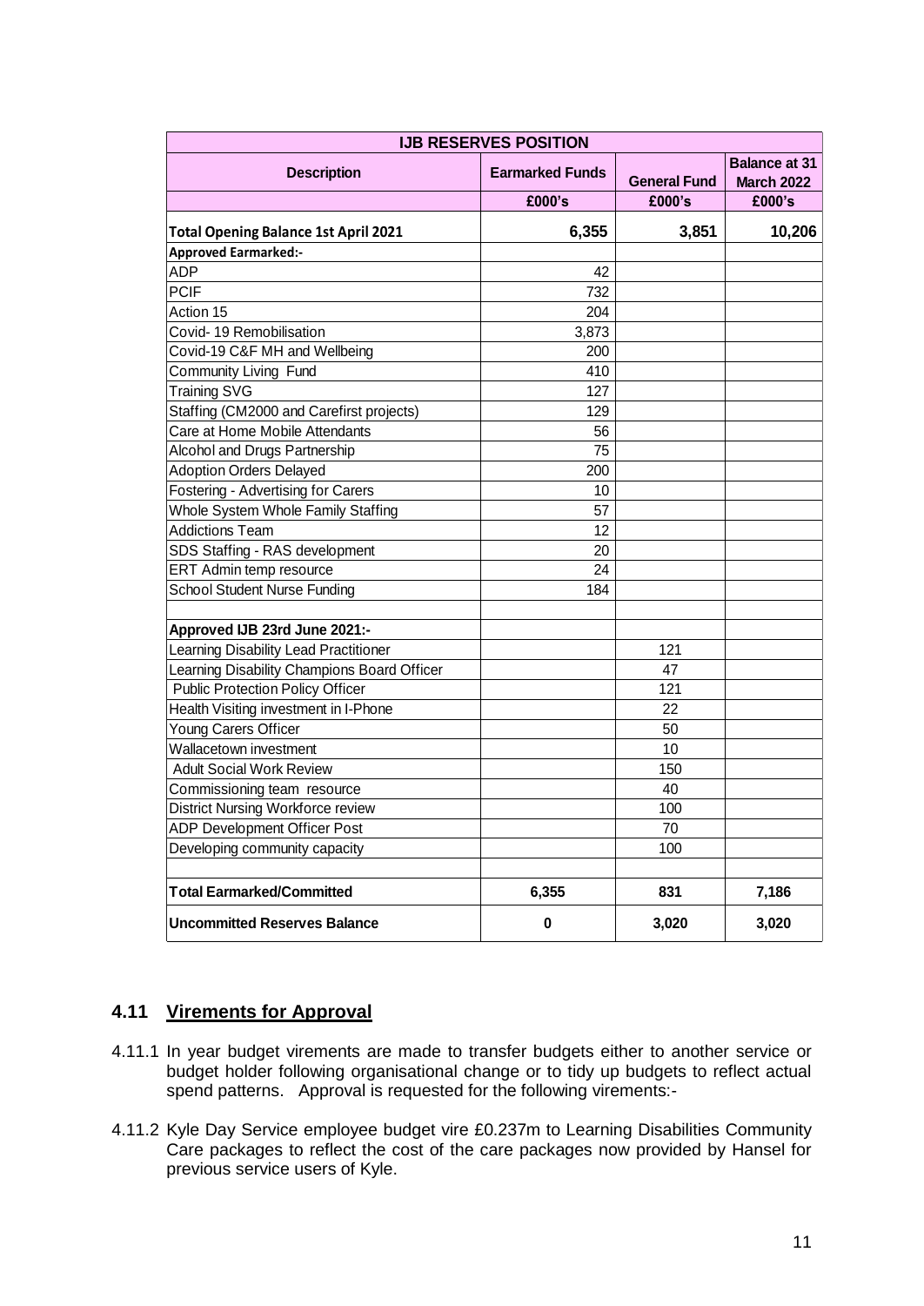| IJB RESERVES POSITION | | | |
|---|---|---|---|
| **Description** | **Earmarked Funds** | **General Fund** | **Balance at 31 March 2022** |
| | **£000's** | **£000's** | **£000's** |
| **Total Opening Balance 1st April 2021** | **6,355** | **3,851** | **10,206** |
| **Approved Earmarked:-** | | | |
| ADP | 42 | | |
| PCIF | 732 | | |
| Action 15 | 204 | | |
| Covid- 19 Remobilisation | 3,873 | | |
| Covid-19 C&F MH and Wellbeing | 200 | | |
| Community Living Fund | 410 | | |
| Training SVG | 127 | | |
| Staffing (CM2000 and Carefirst projects) | 129 | | |
| Care at Home Mobile Attendants | 56 | | |
| Alcohol and Drugs Partnership | 75 | | |
| Adoption Orders Delayed | 200 | | |
| Fostering - Advertising for Carers | 10 | | |
| Whole System Whole Family Staffing | 57 | | |
| Addictions Team | 12 | | |
| SDS Staffing - RAS development | 20 | | |
| ERT Admin temp resource | 24 | | |
| School Student Nurse Funding | 184 | | |
| | | | |
| **Approved IJB 23rd June 2021:-** | | | |
| Learning Disability Lead Practitioner | | 121 | |
| Learning Disability Champions Board Officer | | 47 | |
| Public Protection Policy Officer | | 121 | |
| Health Visiting investment in I-Phone | | 22 | |
| Young Carers Officer | | 50 | |
| Wallacetown investment | | 10 | |
| Adult Social Work Review | | 150 | |
| Commissioning team resource | | 40 | |
| District Nursing Workforce review | | 100 | |
| ADP Development Officer Post | | 70 | |
| Developing community capacity | | 100 | |
| | | | |
| **Total Earmarked/Committed** | **6,355** | **831** | **7,186** |
| **Uncommitted Reserves Balance** | **0** | **3,020** | **3,020** |

## 4.11 Virements for Approval

4.11.1 In year budget virements are made to transfer budgets either to another service or budget holder following organisational change or to tidy up budgets to reflect actual spend patterns. Approval is requested for the following virements:-

4.11.2 Kyle Day Service employee budget vire £0.237m to Learning Disabilities Community Care packages to reflect the cost of the care packages now provided by Hansel for previous service users of Kyle.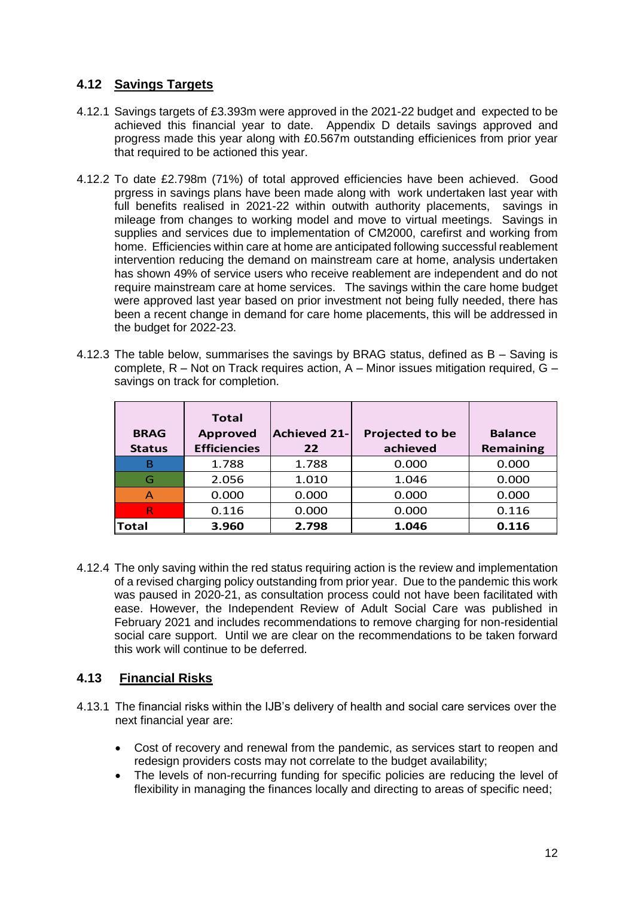## 4.12 Savings Targets

4.12.1 Savings targets of £3.393m were approved in the 2021-22 budget and expected to be achieved this financial year to date. Appendix D details savings approved and progress made this year along with £0.567m outstanding efficienices from prior year that required to be actioned this year.

4.12.2 To date £2.798m (71%) of total approved efficiencies have been achieved. Good prgress in savings plans have been made along with work undertaken last year with full benefits realised in 2021-22 within outwith authority placements, savings in mileage from changes to working model and move to virtual meetings. Savings in supplies and services due to implementation of CM2000, carefirst and working from home. Efficiencies within care at home are anticipated following successful reablement intervention reducing the demand on mainstream care at home, analysis undertaken has shown 49% of service users who receive reablement are independent and do not require mainstream care at home services. The savings within the care home budget were approved last year based on prior investment not being fully needed, there has been a recent change in demand for care home placements, this will be addressed in the budget for 2022-23.

4.12.3 The table below, summarises the savings by BRAG status, defined as B – Saving is complete, R – Not on Track requires action, A – Minor issues mitigation required, G – savings on track for completion.

| BRAG Status | Total Approved Efficiencies | Achieved 21-22 | Projected to be achieved | Balance Remaining |
|---|---|---|---|---|
| B | 1.788 | 1.788 | 0.000 | 0.000 |
| G | 2.056 | 1.010 | 1.046 | 0.000 |
| A | 0.000 | 0.000 | 0.000 | 0.000 |
| R | 0.116 | 0.000 | 0.000 | 0.116 |
| **Total** | **3.960** | **2.798** | **1.046** | **0.116** |

4.12.4 The only saving within the red status requiring action is the review and implementation of a revised charging policy outstanding from prior year. Due to the pandemic this work was paused in 2020-21, as consultation process could not have been facilitated with ease. However, the Independent Review of Adult Social Care was published in February 2021 and includes recommendations to remove charging for non-residential social care support. Until we are clear on the recommendations to be taken forward this work will continue to be deferred.

## 4.13 Financial Risks

4.13.1 The financial risks within the IJB's delivery of health and social care services over the next financial year are:

- Cost of recovery and renewal from the pandemic, as services start to reopen and redesign providers costs may not correlate to the budget availability;
- The levels of non-recurring funding for specific policies are reducing the level of flexibility in managing the finances locally and directing to areas of specific need;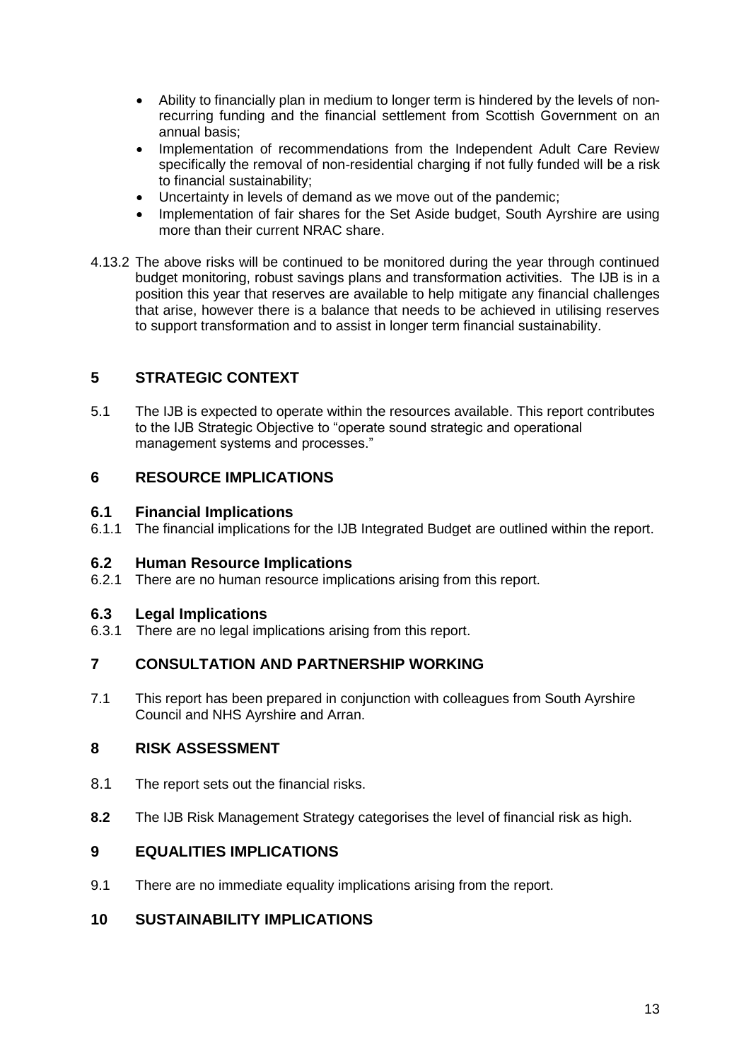- Ability to financially plan in medium to longer term is hindered by the levels of non-recurring funding and the financial settlement from Scottish Government on an annual basis;
- Implementation of recommendations from the Independent Adult Care Review specifically the removal of non-residential charging if not fully funded will be a risk to financial sustainability;
- Uncertainty in levels of demand as we move out of the pandemic;
- Implementation of fair shares for the Set Aside budget, South Ayrshire are using more than their current NRAC share.

4.13.2 The above risks will be continued to be monitored during the year through continued budget monitoring, robust savings plans and transformation activities. The IJB is in a position this year that reserves are available to help mitigate any financial challenges that arise, however there is a balance that needs to be achieved in utilising reserves to support transformation and to assist in longer term financial sustainability.

## 5 STRATEGIC CONTEXT

5.1 The IJB is expected to operate within the resources available. This report contributes to the IJB Strategic Objective to "operate sound strategic and operational management systems and processes."

## 6 RESOURCE IMPLICATIONS

### 6.1 Financial Implications

6.1.1 The financial implications for the IJB Integrated Budget are outlined within the report.

### 6.2 Human Resource Implications

6.2.1 There are no human resource implications arising from this report.

### 6.3 Legal Implications

6.3.1 There are no legal implications arising from this report.

## 7 CONSULTATION AND PARTNERSHIP WORKING

7.1 This report has been prepared in conjunction with colleagues from South Ayrshire Council and NHS Ayrshire and Arran.

## 8 RISK ASSESSMENT

8.1 The report sets out the financial risks.

**8.2** The IJB Risk Management Strategy categorises the level of financial risk as high.

## 9 EQUALITIES IMPLICATIONS

9.1 There are no immediate equality implications arising from the report.

## 10 SUSTAINABILITY IMPLICATIONS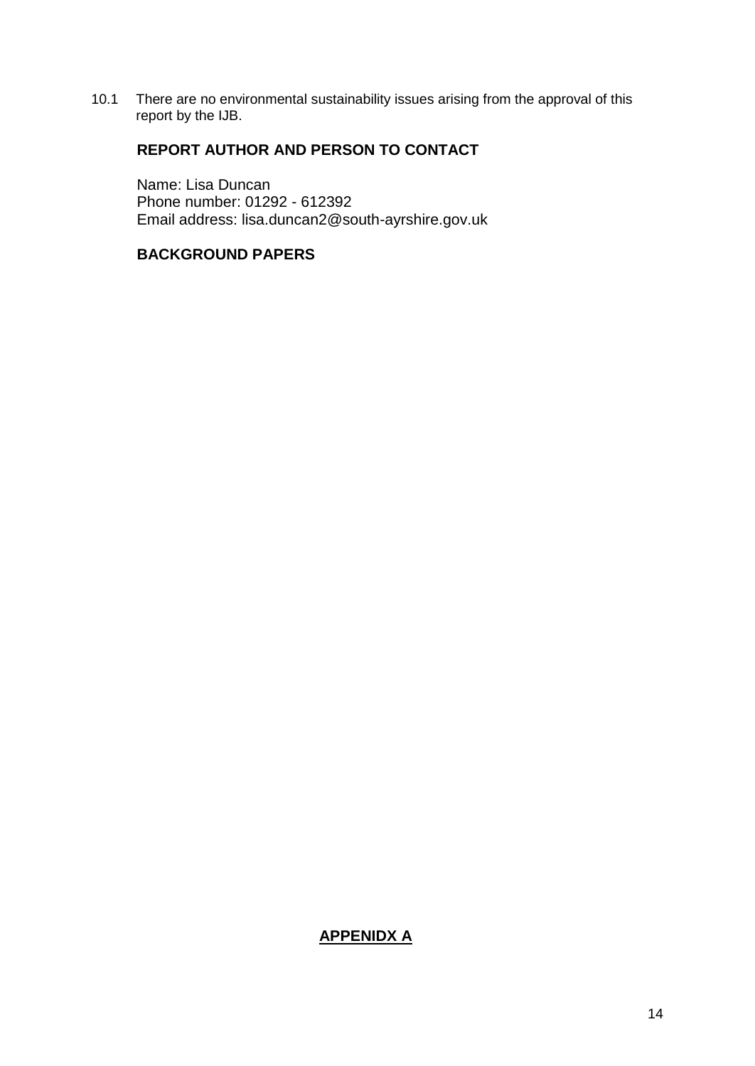10.1 There are no environmental sustainability issues arising from the approval of this report by the IJB.

**REPORT AUTHOR AND PERSON TO CONTACT**

Name: Lisa Duncan
Phone number: 01292 - 612392
Email address: lisa.duncan2@south-ayrshire.gov.uk

**BACKGROUND PAPERS**

**APPENIDX A**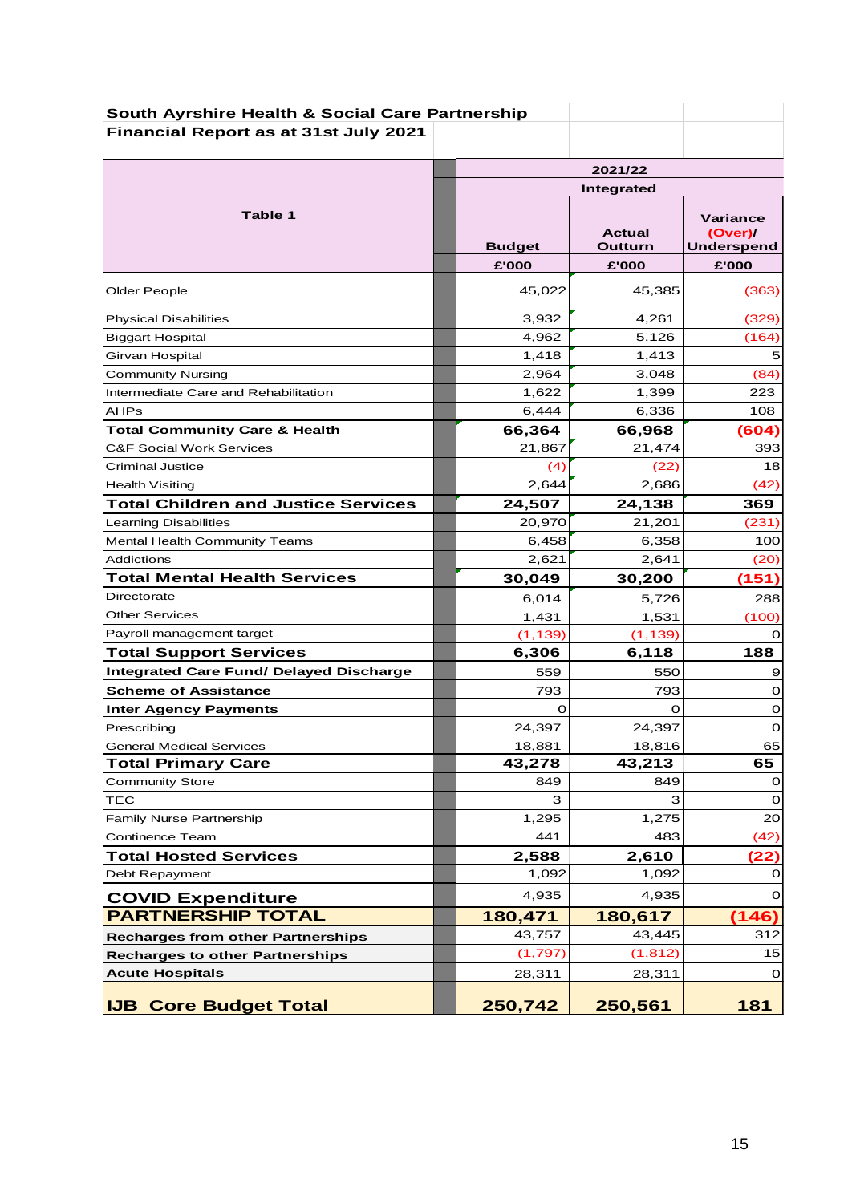**South Ayrshire Health & Social Care Partnership**
**Financial Report as at 31st July 2021**

| Table 1 | 2021/22 Integrated Budget £'000 | Actual Outturn £'000 | Variance (Over)/ Underspend £'000 |
|---|---|---|---|
| Older People | 45,022 | 45,385 | (363) |
| Physical Disabilities | 3,932 | 4,261 | (329) |
| Biggart Hospital | 4,962 | 5,126 | (164) |
| Girvan Hospital | 1,418 | 1,413 | 5 |
| Community Nursing | 2,964 | 3,048 | (84) |
| Intermediate Care and Rehabilitation | 1,622 | 1,399 | 223 |
| AHPs | 6,444 | 6,336 | 108 |
| **Total Community Care & Health** | **66,364** | **66,968** | **(604)** |
| C&F Social Work Services | 21,867 | 21,474 | 393 |
| Criminal Justice | (4) | (22) | 18 |
| Health Visiting | 2,644 | 2,686 | (42) |
| **Total Children and Justice Services** | **24,507** | **24,138** | **369** |
| Learning Disabilities | 20,970 | 21,201 | (231) |
| Mental Health Community Teams | 6,458 | 6,358 | 100 |
| Addictions | 2,621 | 2,641 | (20) |
| **Total Mental Health Services** | **30,049** | **30,200** | **(151)** |
| Directorate | 6,014 | 5,726 | 288 |
| Other Services | 1,431 | 1,531 | (100) |
| Payroll management target | (1,139) | (1,139) | 0 |
| **Total Support Services** | **6,306** | **6,118** | **188** |
| **Integrated Care Fund/ Delayed Discharge** | 559 | 550 | 9 |
| **Scheme of Assistance** | 793 | 793 | 0 |
| **Inter Agency Payments** | 0 | 0 | 0 |
| Prescribing | 24,397 | 24,397 | 0 |
| General Medical Services | 18,881 | 18,816 | 65 |
| **Total Primary Care** | **43,278** | **43,213** | **65** |
| Community Store | 849 | 849 | 0 |
| TEC | 3 | 3 | 0 |
| Family Nurse Partnership | 1,295 | 1,275 | 20 |
| Continence Team | 441 | 483 | (42) |
| **Total Hosted Services** | **2,588** | **2,610** | **(22)** |
| Debt Repayment | 1,092 | 1,092 | 0 |
| **COVID Expenditure** | 4,935 | 4,935 | 0 |
| **PARTNERSHIP TOTAL** | **180,471** | **180,617** | **(146)** |
| **Recharges from other Partnerships** | 43,757 | 43,445 | 312 |
| **Recharges to other Partnerships** | (1,797) | (1,812) | 15 |
| **Acute Hospitals** | 28,311 | 28,311 | 0 |
| **IJB Core Budget Total** | **250,742** | **250,561** | **181** |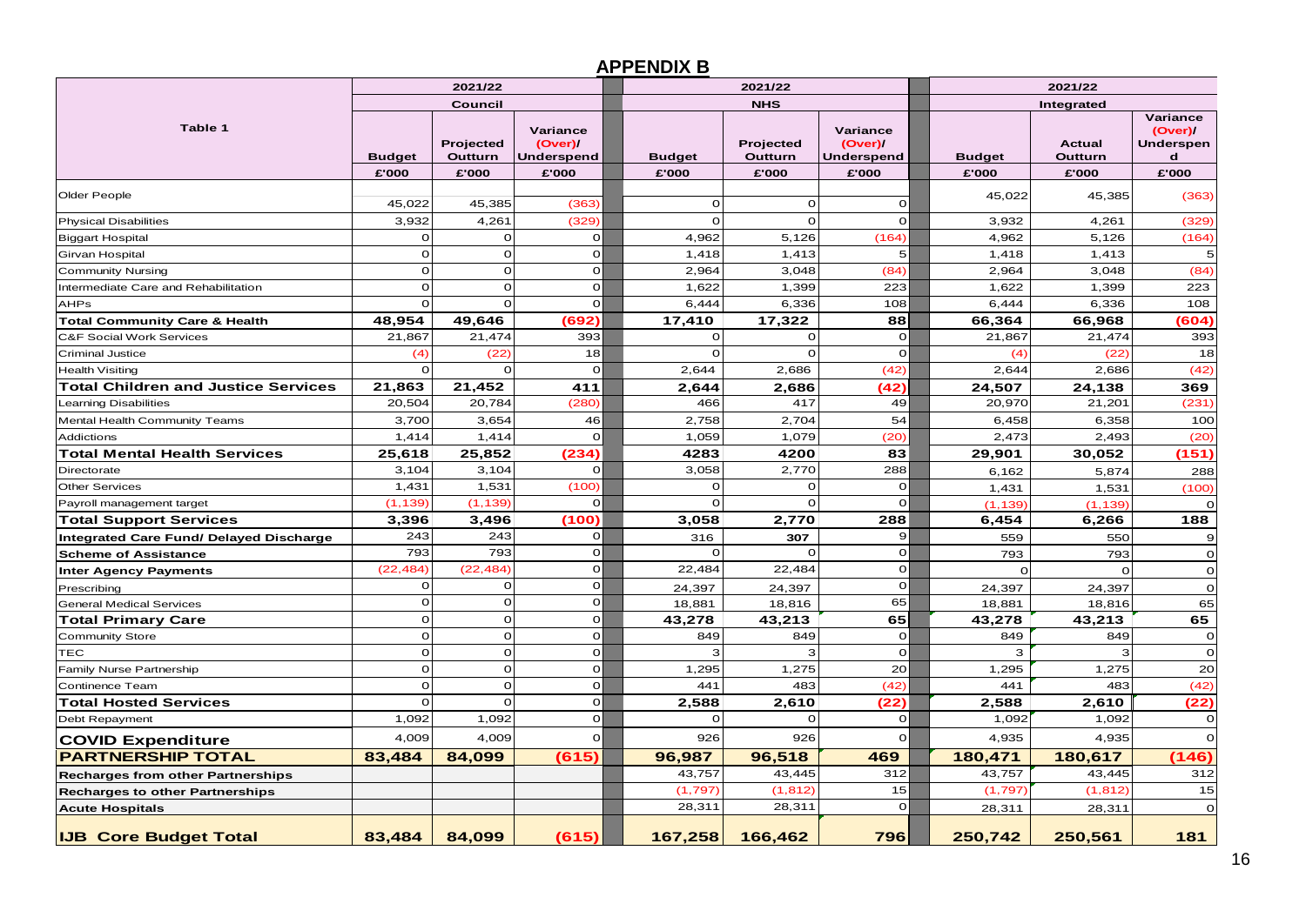## APPENDIX B

| Table 1 | 2021/22 Council | | | 2021/22 NHS | | | 2021/22 Integrated | | |
|---|---|---|---|---|---|---|---|---|---|
| | Budget | Projected Outturn | Variance (Over)/ Underspend | Budget | Projected Outturn | Variance (Over)/ Underspend | Budget | Actual Outturn | Variance (Over)/ Underspend |
| | £'000 | £'000 | £'000 | £'000 | £'000 | £'000 | £'000 | £'000 | £'000 |
| Older People | 45,022 | 45,385 | (363) | 0 | 0 | 0 | 45,022 | 45,385 | (363) |
| Physical Disabilities | 3,932 | 4,261 | (329) | 0 | 0 | 0 | 3,932 | 4,261 | (329) |
| Biggart Hospital | 0 | 0 | 0 | 4,962 | 5,126 | (164) | 4,962 | 5,126 | (164) |
| Girvan Hospital | 0 | 0 | 0 | 1,418 | 1,413 | 5 | 1,418 | 1,413 | 5 |
| Community Nursing | 0 | 0 | 0 | 2,964 | 3,048 | (84) | 2,964 | 3,048 | (84) |
| Intermediate Care and Rehabilitation | 0 | 0 | 0 | 1,622 | 1,399 | 223 | 1,622 | 1,399 | 223 |
| AHPs | 0 | 0 | 0 | 6,444 | 6,336 | 108 | 6,444 | 6,336 | 108 |
| **Total Community Care & Health** | **48,954** | **49,646** | **(692)** | **17,410** | **17,322** | **88** | **66,364** | **66,968** | **(604)** |
| C&F Social Work Services | 21,867 | 21,474 | 393 | 0 | 0 | 0 | 21,867 | 21,474 | 393 |
| Criminal Justice | (4) | (22) | 18 | 0 | 0 | 0 | (4) | (22) | 18 |
| Health Visiting | 0 | 0 | 0 | 2,644 | 2,686 | (42) | 2,644 | 2,686 | (42) |
| **Total Children and Justice Services** | **21,863** | **21,452** | **411** | **2,644** | **2,686** | **(42)** | **24,507** | **24,138** | **369** |
| Learning Disabilities | 20,504 | 20,784 | (280) | 466 | 417 | 49 | 20,970 | 21,201 | (231) |
| Mental Health Community Teams | 3,700 | 3,654 | 46 | 2,758 | 2,704 | 54 | 6,458 | 6,358 | 100 |
| Addictions | 1,414 | 1,414 | 0 | 1,059 | 1,079 | (20) | 2,473 | 2,493 | (20) |
| **Total Mental Health Services** | **25,618** | **25,852** | **(234)** | **4283** | **4200** | **83** | **29,901** | **30,052** | **(151)** |
| Directorate | 3,104 | 3,104 | 0 | 3,058 | 2,770 | 288 | 6,162 | 5,874 | 288 |
| Other Services | 1,431 | 1,531 | (100) | 0 | 0 | 0 | 1,431 | 1,531 | (100) |
| Payroll management target | (1,139) | (1,139) | 0 | 0 | 0 | 0 | (1,139) | (1,139) | 0 |
| **Total Support Services** | **3,396** | **3,496** | **(100)** | **3,058** | **2,770** | **288** | **6,454** | **6,266** | **188** |
| **Integrated Care Fund/ Delayed Discharge** | 243 | 243 | 0 | 316 | 307 | 9 | 559 | 550 | 9 |
| **Scheme of Assistance** | 793 | 793 | 0 | 0 | 0 | 0 | 793 | 793 | 0 |
| **Inter Agency Payments** | (22,484) | (22,484) | 0 | 22,484 | 22,484 | 0 | 0 | 0 | 0 |
| Prescribing | 0 | 0 | 0 | 24,397 | 24,397 | 0 | 24,397 | 24,397 | 0 |
| General Medical Services | 0 | 0 | 0 | 18,881 | 18,816 | 65 | 18,881 | 18,816 | 65 |
| **Total Primary Care** | 0 | 0 | 0 | **43,278** | **43,213** | **65** | **43,278** | **43,213** | **65** |
| Community Store | 0 | 0 | 0 | 849 | 849 | 0 | 849 | 849 | 0 |
| TEC | 0 | 0 | 0 | 3 | 3 | 0 | 3 | 3 | 0 |
| Family Nurse Partnership | 0 | 0 | 0 | 1,295 | 1,275 | 20 | 1,295 | 1,275 | 20 |
| Continence Team | 0 | 0 | 0 | 441 | 483 | (42) | 441 | 483 | (42) |
| **Total Hosted Services** | 0 | 0 | 0 | **2,588** | **2,610** | **(22)** | **2,588** | **2,610** | **(22)** |
| Debt Repayment | 1,092 | 1,092 | 0 | 0 | 0 | 0 | 1,092 | 1,092 | 0 |
| **COVID Expenditure** | 4,009 | 4,009 | 0 | 926 | 926 | 0 | 4,935 | 4,935 | 0 |
| **PARTNERSHIP TOTAL** | **83,484** | **84,099** | **(615)** | **96,987** | **96,518** | **469** | **180,471** | **180,617** | **(146)** |
| **Recharges from other Partnerships** | | | | 43,757 | 43,445 | 312 | 43,757 | 43,445 | 312 |
| **Recharges to other Partnerships** | | | | (1,797) | (1,812) | 15 | (1,797) | (1,812) | 15 |
| **Acute Hospitals** | | | | 28,311 | 28,311 | 0 | 28,311 | 28,311 | 0 |
| **IJB Core Budget Total** | **83,484** | **84,099** | **(615)** | **167,258** | **166,462** | **796** | **250,742** | **250,561** | **181** |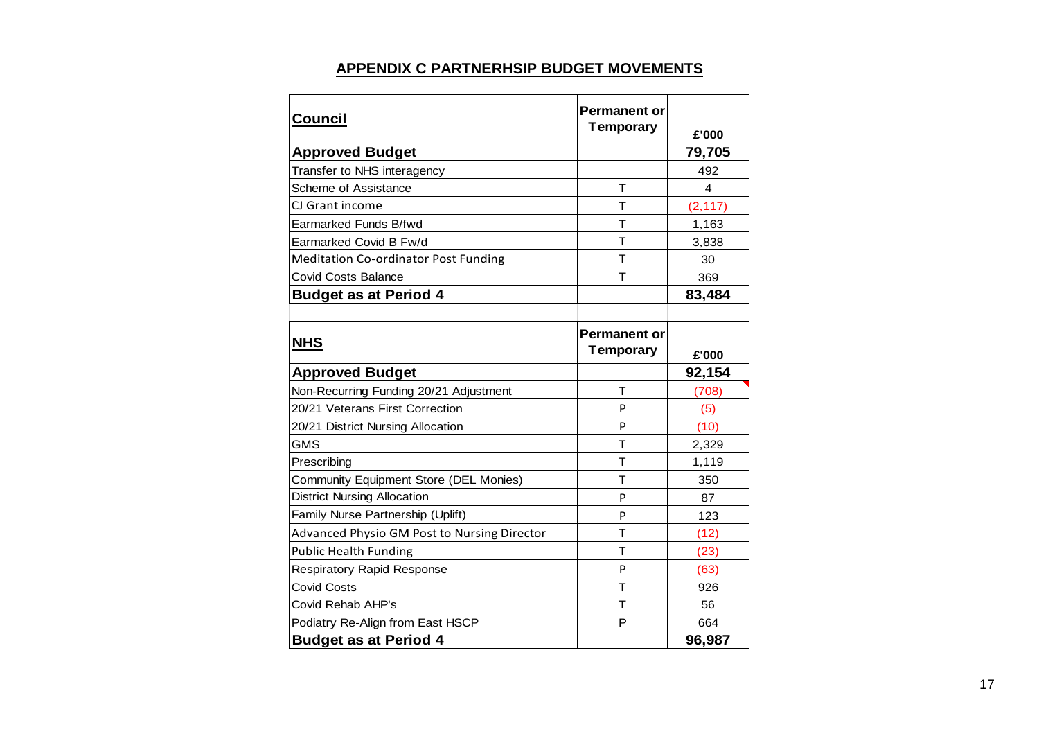## APPENDIX C PARTNERHSIP BUDGET MOVEMENTS

| Council | Permanent or Temporary | £'000 |
|---|---|---|
| **Approved Budget** | | **79,705** |
| Transfer to NHS interagency | | 492 |
| Scheme of Assistance | T | 4 |
| CJ Grant income | T | (2,117) |
| Earmarked Funds B/fwd | T | 1,163 |
| Earmarked Covid B Fw/d | T | 3,838 |
| Meditation Co-ordinator Post Funding | T | 30 |
| Covid Costs Balance | T | 369 |
| **Budget as at Period 4** | | **83,484** |

| NHS | Permanent or Temporary | £'000 |
|---|---|---|
| **Approved Budget** | | **92,154** |
| Non-Recurring Funding 20/21 Adjustment | T | (708) |
| 20/21 Veterans First Correction | P | (5) |
| 20/21 District Nursing Allocation | P | (10) |
| GMS | T | 2,329 |
| Prescribing | T | 1,119 |
| Community Equipment Store (DEL Monies) | T | 350 |
| District Nursing Allocation | P | 87 |
| Family Nurse Partnership (Uplift) | P | 123 |
| Advanced Physio GM Post to Nursing Director | T | (12) |
| Public Health Funding | T | (23) |
| Respiratory Rapid Response | P | (63) |
| Covid Costs | T | 926 |
| Covid Rehab AHP's | T | 56 |
| Podiatry Re-Align from East HSCP | P | 664 |
| **Budget as at Period 4** | | **96,987** |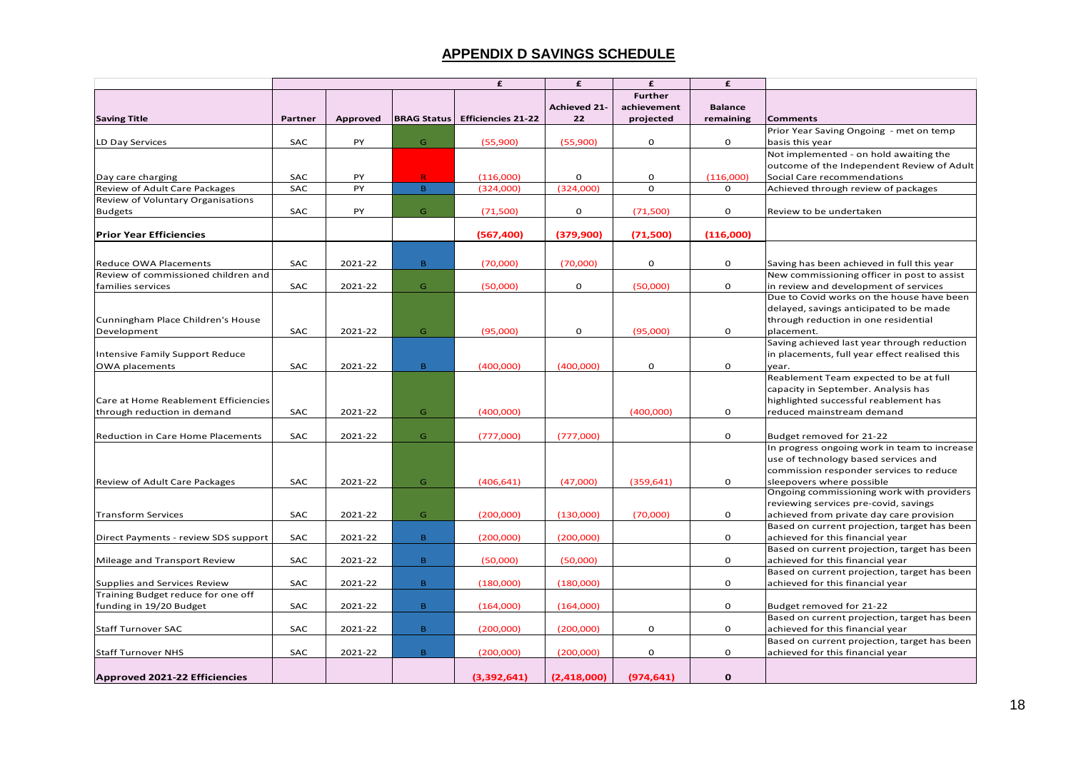## APPENDIX D SAVINGS SCHEDULE

| | | | | £ | £ | £ | £ | |
|---|---|---|---|---|---|---|---|---|
| **Saving Title** | **Partner** | **Approved** | **BRAG Status** | **Efficiencies 21-22** | **Achieved 21-22** | **Further achievement projected** | **Balance remaining** | **Comments** |
| LD Day Services | SAC | PY | G | (55,900) | (55,900) | 0 | 0 | Prior Year Saving Ongoing - met on temp basis this year |
| Day care charging | SAC | PY | R | (116,000) | 0 | 0 | (116,000) | Not implemented - on hold awaiting the outcome of the Independent Review of Adult Social Care recommendations |
| Review of Adult Care Packages | SAC | PY | B | (324,000) | (324,000) | 0 | 0 | Achieved through review of packages |
| Review of Voluntary Organisations Budgets | SAC | PY | G | (71,500) | 0 | (71,500) | 0 | Review to be undertaken |
| **Prior Year Efficiencies** | | | | **(567,400)** | **(379,900)** | **(71,500)** | **(116,000)** | |
| Reduce OWA Placements | SAC | 2021-22 | B | (70,000) | (70,000) | 0 | 0 | Saving has been achieved in full this year |
| Review of commissioned children and families services | SAC | 2021-22 | G | (50,000) | 0 | (50,000) | 0 | New commissioning officer in post to assist in review and development of services |
| Cunningham Place Children's House Development | SAC | 2021-22 | G | (95,000) | 0 | (95,000) | 0 | Due to Covid works on the house have been delayed, savings anticipated to be made through reduction in one residential placement. |
| Intensive Family Support Reduce OWA placements | SAC | 2021-22 | B | (400,000) | (400,000) | 0 | 0 | Saving achieved last year through reduction in placements, full year effect realised this year. |
| Care at Home Reablement Efficiencies through reduction in demand | SAC | 2021-22 | G | (400,000) | | (400,000) | 0 | Reablement Team expected to be at full capacity in September. Analysis has highlighted successful reablement has reduced mainstream demand |
| Reduction in Care Home Placements | SAC | 2021-22 | G | (777,000) | (777,000) | | 0 | Budget removed for 21-22 |
| Review of Adult Care Packages | SAC | 2021-22 | G | (406,641) | (47,000) | (359,641) | 0 | In progress ongoing work in team to increase use of technology based services and commission responder services to reduce sleepovers where possible |
| Transform Services | SAC | 2021-22 | G | (200,000) | (130,000) | (70,000) | 0 | Ongoing commissioning work with providers reviewing services pre-covid, savings achieved from private day care provision |
| Direct Payments - review SDS support | SAC | 2021-22 | B | (200,000) | (200,000) | | 0 | Based on current projection, target has been achieved for this financial year |
| Mileage and Transport Review | SAC | 2021-22 | B | (50,000) | (50,000) | | 0 | Based on current projection, target has been achieved for this financial year |
| Supplies and Services Review | SAC | 2021-22 | B | (180,000) | (180,000) | | 0 | Based on current projection, target has been achieved for this financial year |
| Training Budget reduce for one off funding in 19/20 Budget | SAC | 2021-22 | B | (164,000) | (164,000) | | 0 | Budget removed for 21-22 |
| Staff Turnover SAC | SAC | 2021-22 | B | (200,000) | (200,000) | 0 | 0 | Based on current projection, target has been achieved for this financial year |
| Staff Turnover NHS | SAC | 2021-22 | B | (200,000) | (200,000) | 0 | 0 | Based on current projection, target has been achieved for this financial year |
| **Approved 2021-22 Efficiencies** | | | | **(3,392,641)** | **(2,418,000)** | **(974,641)** | **0** | |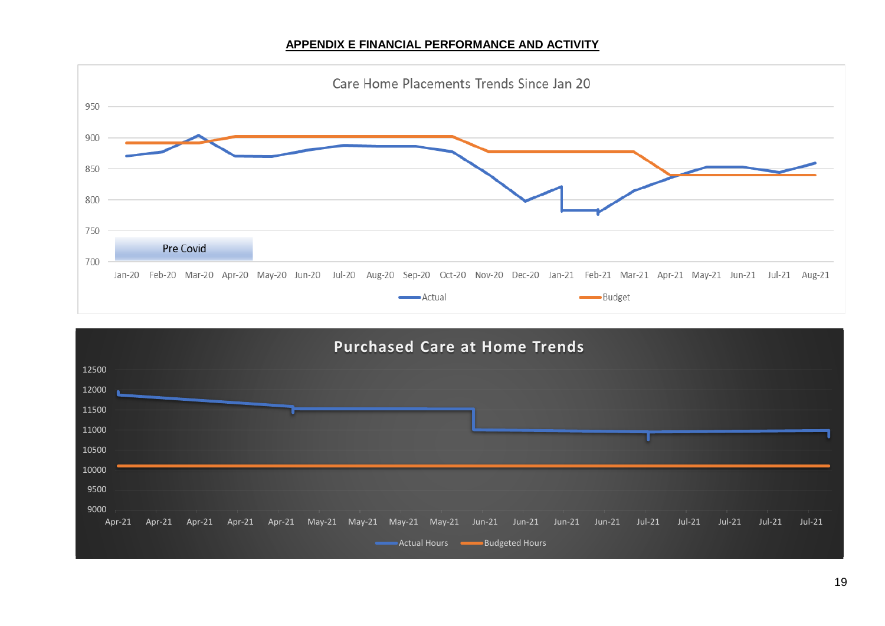## APPENDIX E FINANCIAL PERFORMANCE AND ACTIVITY

Care Home Placements Trends Since Jan 20

950
900
850
800
750
700

Pre Covid

Jan-20 Feb-20 Mar-20 Apr-20 May-20 Jun-20 Jul-20 Aug-20 Sep-20 Oct-20 Nov-20 Dec-20 Jan-21 Feb-21 Mar-21 Apr-21 May-21 Jun-21 Jul-21 Aug-21

Actual
Budget

Purchased Care at Home Trends

12500
12000
11500
11000
10500
10000
9500
9000

Apr-21 Apr-21 Apr-21 Apr-21 Apr-21 May-21 May-21 May-21 May-21 Jun-21 Jun-21 Jun-21 Jun-21 Jul-21 Jul-21 Jul-21 Jul-21 Jul-21

Actual Hours
Budgeted Hours